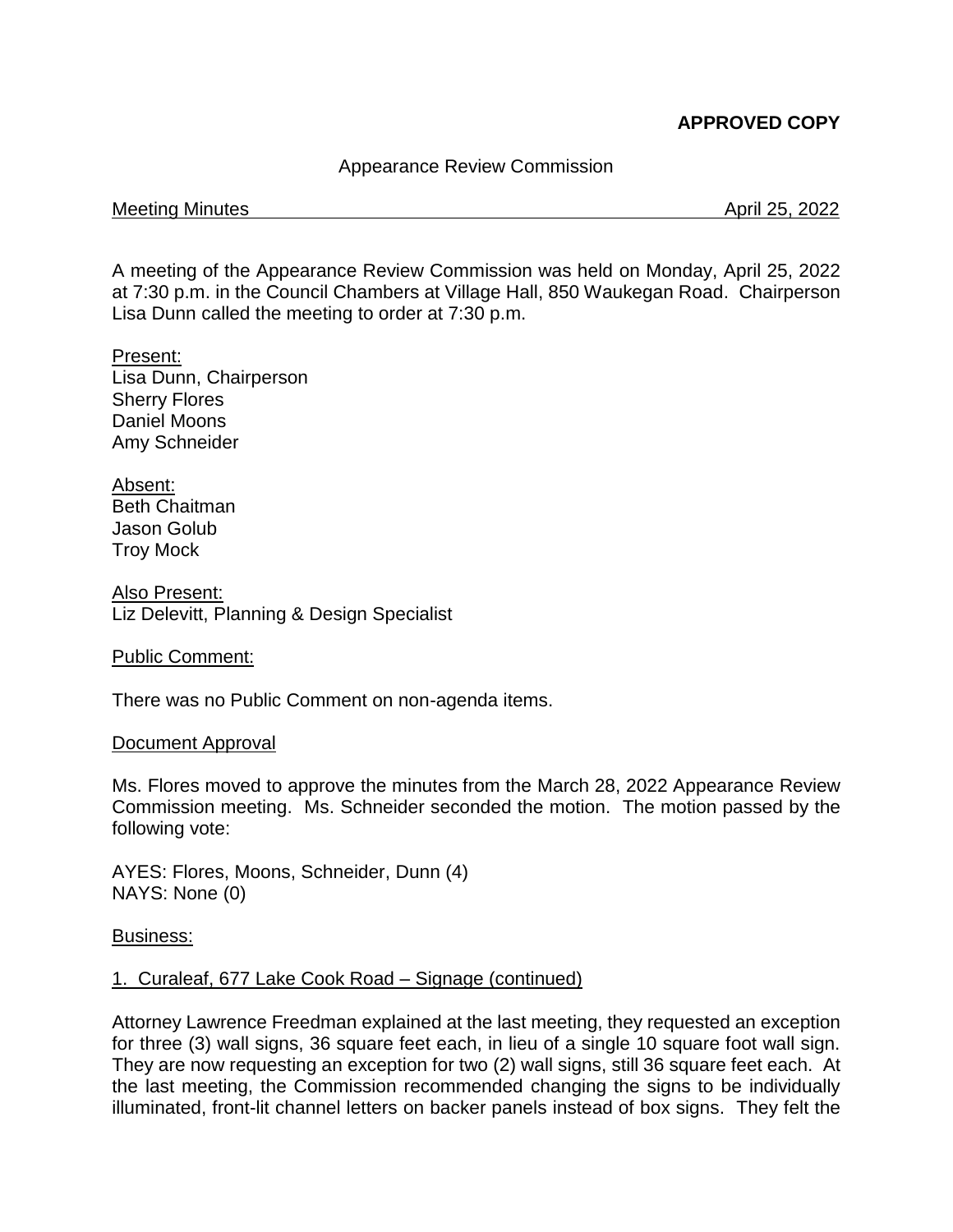**APPROVED COPY**

Appearance Review Commission

Meeting Minutes April 25, 2022

A meeting of the Appearance Review Commission was held on Monday, April 25, 2022 at 7:30 p.m. in the Council Chambers at Village Hall, 850 Waukegan Road. Chairperson Lisa Dunn called the meeting to order at 7:30 p.m.

Present:
Lisa Dunn, Chairperson
Sherry Flores
Daniel Moons
Amy Schneider

Absent:
Beth Chaitman
Jason Golub
Troy Mock

Also Present:
Liz Delevitt, Planning & Design Specialist

Public Comment:

There was no Public Comment on non-agenda items.

Document Approval

Ms. Flores moved to approve the minutes from the March 28, 2022 Appearance Review Commission meeting. Ms. Schneider seconded the motion. The motion passed by the following vote:

AYES: Flores, Moons, Schneider, Dunn (4)
NAYS: None (0)

Business:

1. Curaleaf, 677 Lake Cook Road – Signage (continued)

Attorney Lawrence Freedman explained at the last meeting, they requested an exception for three (3) wall signs, 36 square feet each, in lieu of a single 10 square foot wall sign. They are now requesting an exception for two (2) wall signs, still 36 square feet each. At the last meeting, the Commission recommended changing the signs to be individually illuminated, front-lit channel letters on backer panels instead of box signs. They felt the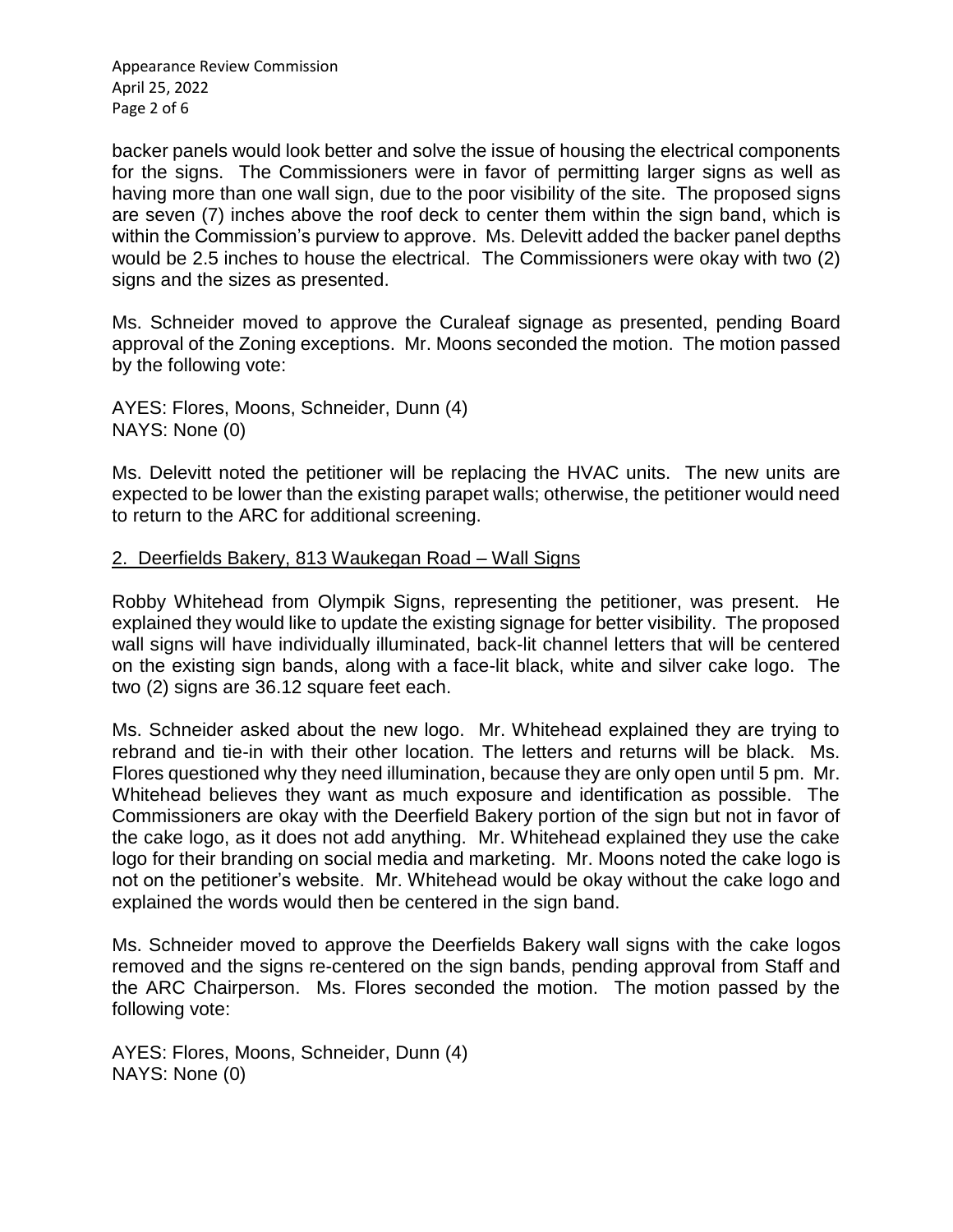backer panels would look better and solve the issue of housing the electrical components for the signs. The Commissioners were in favor of permitting larger signs as well as having more than one wall sign, due to the poor visibility of the site. The proposed signs are seven (7) inches above the roof deck to center them within the sign band, which is within the Commission's purview to approve. Ms. Delevitt added the backer panel depths would be 2.5 inches to house the electrical. The Commissioners were okay with two (2) signs and the sizes as presented.

Ms. Schneider moved to approve the Curaleaf signage as presented, pending Board approval of the Zoning exceptions. Mr. Moons seconded the motion. The motion passed by the following vote:

AYES: Flores, Moons, Schneider, Dunn (4)
NAYS: None (0)

Ms. Delevitt noted the petitioner will be replacing the HVAC units. The new units are expected to be lower than the existing parapet walls; otherwise, the petitioner would need to return to the ARC for additional screening.

2. <u>Deerfields Bakery, 813 Waukegan Road – Wall Signs</u>

Robby Whitehead from Olympik Signs, representing the petitioner, was present. He explained they would like to update the existing signage for better visibility. The proposed wall signs will have individually illuminated, back-lit channel letters that will be centered on the existing sign bands, along with a face-lit black, white and silver cake logo. The two (2) signs are 36.12 square feet each.

Ms. Schneider asked about the new logo. Mr. Whitehead explained they are trying to rebrand and tie-in with their other location. The letters and returns will be black. Ms. Flores questioned why they need illumination, because they are only open until 5 pm. Mr. Whitehead believes they want as much exposure and identification as possible. The Commissioners are okay with the Deerfield Bakery portion of the sign but not in favor of the cake logo, as it does not add anything. Mr. Whitehead explained they use the cake logo for their branding on social media and marketing. Mr. Moons noted the cake logo is not on the petitioner's website. Mr. Whitehead would be okay without the cake logo and explained the words would then be centered in the sign band.

Ms. Schneider moved to approve the Deerfields Bakery wall signs with the cake logos removed and the signs re-centered on the sign bands, pending approval from Staff and the ARC Chairperson. Ms. Flores seconded the motion. The motion passed by the following vote:

AYES: Flores, Moons, Schneider, Dunn (4)
NAYS: None (0)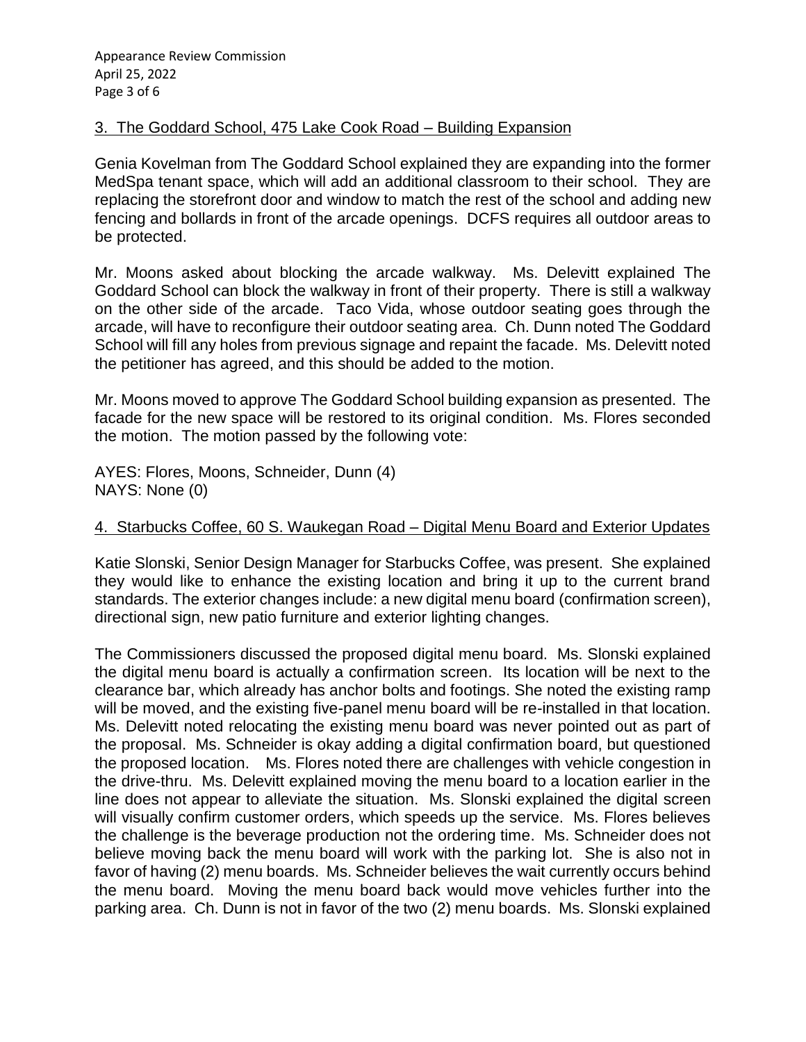## 3. The Goddard School, 475 Lake Cook Road – Building Expansion

Genia Kovelman from The Goddard School explained they are expanding into the former MedSpa tenant space, which will add an additional classroom to their school. They are replacing the storefront door and window to match the rest of the school and adding new fencing and bollards in front of the arcade openings. DCFS requires all outdoor areas to be protected.

Mr. Moons asked about blocking the arcade walkway. Ms. Delevitt explained The Goddard School can block the walkway in front of their property. There is still a walkway on the other side of the arcade. Taco Vida, whose outdoor seating goes through the arcade, will have to reconfigure their outdoor seating area. Ch. Dunn noted The Goddard School will fill any holes from previous signage and repaint the facade. Ms. Delevitt noted the petitioner has agreed, and this should be added to the motion.

Mr. Moons moved to approve The Goddard School building expansion as presented. The facade for the new space will be restored to its original condition. Ms. Flores seconded the motion. The motion passed by the following vote:

AYES: Flores, Moons, Schneider, Dunn (4)
NAYS: None (0)

## 4. Starbucks Coffee, 60 S. Waukegan Road – Digital Menu Board and Exterior Updates

Katie Slonski, Senior Design Manager for Starbucks Coffee, was present. She explained they would like to enhance the existing location and bring it up to the current brand standards. The exterior changes include: a new digital menu board (confirmation screen), directional sign, new patio furniture and exterior lighting changes.

The Commissioners discussed the proposed digital menu board. Ms. Slonski explained the digital menu board is actually a confirmation screen. Its location will be next to the clearance bar, which already has anchor bolts and footings. She noted the existing ramp will be moved, and the existing five-panel menu board will be re-installed in that location. Ms. Delevitt noted relocating the existing menu board was never pointed out as part of the proposal. Ms. Schneider is okay adding a digital confirmation board, but questioned the proposed location. Ms. Flores noted there are challenges with vehicle congestion in the drive-thru. Ms. Delevitt explained moving the menu board to a location earlier in the line does not appear to alleviate the situation. Ms. Slonski explained the digital screen will visually confirm customer orders, which speeds up the service. Ms. Flores believes the challenge is the beverage production not the ordering time. Ms. Schneider does not believe moving back the menu board will work with the parking lot. She is also not in favor of having (2) menu boards. Ms. Schneider believes the wait currently occurs behind the menu board. Moving the menu board back would move vehicles further into the parking area. Ch. Dunn is not in favor of the two (2) menu boards. Ms. Slonski explained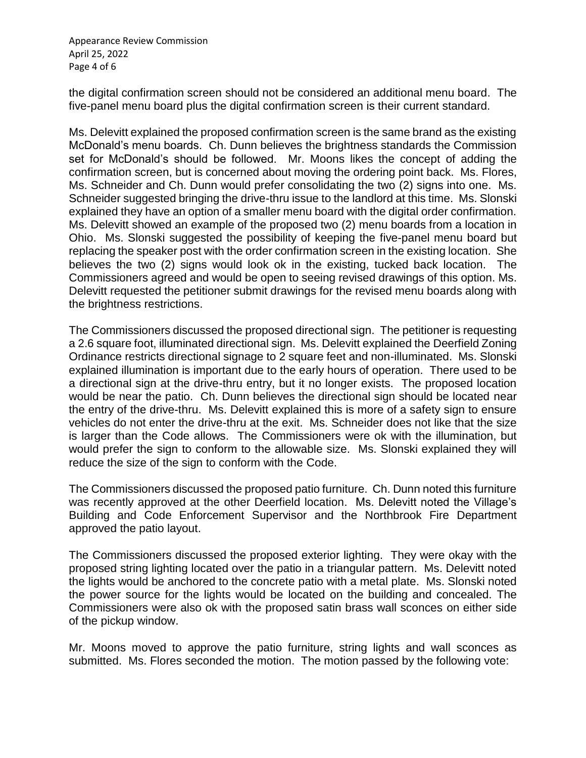the digital confirmation screen should not be considered an additional menu board. The five-panel menu board plus the digital confirmation screen is their current standard.

Ms. Delevitt explained the proposed confirmation screen is the same brand as the existing McDonald's menu boards. Ch. Dunn believes the brightness standards the Commission set for McDonald's should be followed. Mr. Moons likes the concept of adding the confirmation screen, but is concerned about moving the ordering point back. Ms. Flores, Ms. Schneider and Ch. Dunn would prefer consolidating the two (2) signs into one. Ms. Schneider suggested bringing the drive-thru issue to the landlord at this time. Ms. Slonski explained they have an option of a smaller menu board with the digital order confirmation. Ms. Delevitt showed an example of the proposed two (2) menu boards from a location in Ohio. Ms. Slonski suggested the possibility of keeping the five-panel menu board but replacing the speaker post with the order confirmation screen in the existing location. She believes the two (2) signs would look ok in the existing, tucked back location. The Commissioners agreed and would be open to seeing revised drawings of this option. Ms. Delevitt requested the petitioner submit drawings for the revised menu boards along with the brightness restrictions.

The Commissioners discussed the proposed directional sign. The petitioner is requesting a 2.6 square foot, illuminated directional sign. Ms. Delevitt explained the Deerfield Zoning Ordinance restricts directional signage to 2 square feet and non-illuminated. Ms. Slonski explained illumination is important due to the early hours of operation. There used to be a directional sign at the drive-thru entry, but it no longer exists. The proposed location would be near the patio. Ch. Dunn believes the directional sign should be located near the entry of the drive-thru. Ms. Delevitt explained this is more of a safety sign to ensure vehicles do not enter the drive-thru at the exit. Ms. Schneider does not like that the size is larger than the Code allows. The Commissioners were ok with the illumination, but would prefer the sign to conform to the allowable size. Ms. Slonski explained they will reduce the size of the sign to conform with the Code.

The Commissioners discussed the proposed patio furniture. Ch. Dunn noted this furniture was recently approved at the other Deerfield location. Ms. Delevitt noted the Village's Building and Code Enforcement Supervisor and the Northbrook Fire Department approved the patio layout.

The Commissioners discussed the proposed exterior lighting. They were okay with the proposed string lighting located over the patio in a triangular pattern. Ms. Delevitt noted the lights would be anchored to the concrete patio with a metal plate. Ms. Slonski noted the power source for the lights would be located on the building and concealed. The Commissioners were also ok with the proposed satin brass wall sconces on either side of the pickup window.

Mr. Moons moved to approve the patio furniture, string lights and wall sconces as submitted. Ms. Flores seconded the motion. The motion passed by the following vote: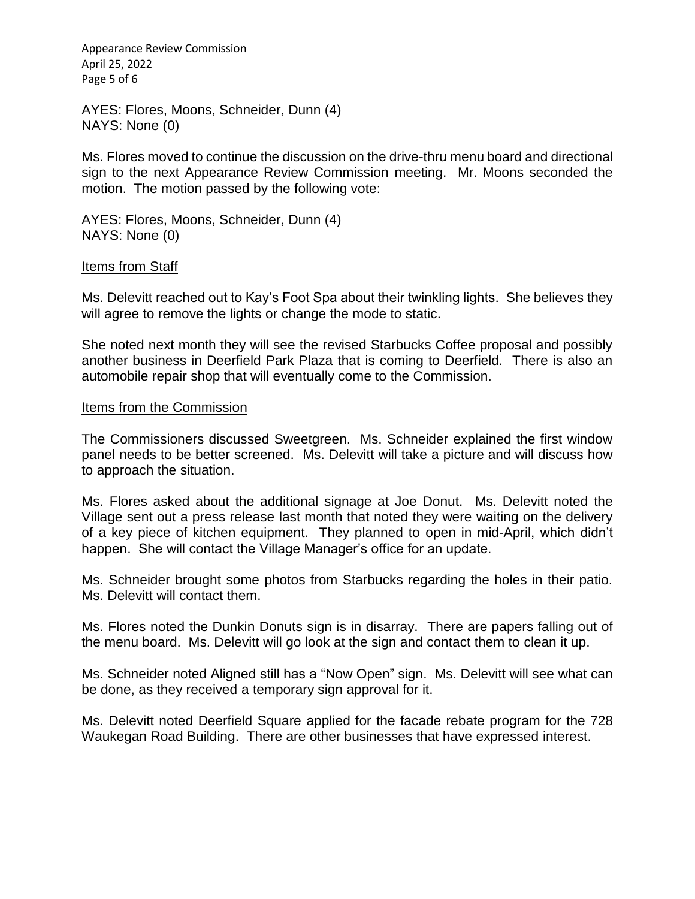AYES: Flores, Moons, Schneider, Dunn (4)
NAYS: None (0)

Ms. Flores moved to continue the discussion on the drive-thru menu board and directional sign to the next Appearance Review Commission meeting. Mr. Moons seconded the motion. The motion passed by the following vote:

AYES: Flores, Moons, Schneider, Dunn (4)
NAYS: None (0)

## Items from Staff

Ms. Delevitt reached out to Kay's Foot Spa about their twinkling lights. She believes they will agree to remove the lights or change the mode to static.

She noted next month they will see the revised Starbucks Coffee proposal and possibly another business in Deerfield Park Plaza that is coming to Deerfield. There is also an automobile repair shop that will eventually come to the Commission.

## Items from the Commission

The Commissioners discussed Sweetgreen. Ms. Schneider explained the first window panel needs to be better screened. Ms. Delevitt will take a picture and will discuss how to approach the situation.

Ms. Flores asked about the additional signage at Joe Donut. Ms. Delevitt noted the Village sent out a press release last month that noted they were waiting on the delivery of a key piece of kitchen equipment. They planned to open in mid-April, which didn't happen. She will contact the Village Manager's office for an update.

Ms. Schneider brought some photos from Starbucks regarding the holes in their patio. Ms. Delevitt will contact them.

Ms. Flores noted the Dunkin Donuts sign is in disarray. There are papers falling out of the menu board. Ms. Delevitt will go look at the sign and contact them to clean it up.

Ms. Schneider noted Aligned still has a "Now Open" sign. Ms. Delevitt will see what can be done, as they received a temporary sign approval for it.

Ms. Delevitt noted Deerfield Square applied for the facade rebate program for the 728 Waukegan Road Building. There are other businesses that have expressed interest.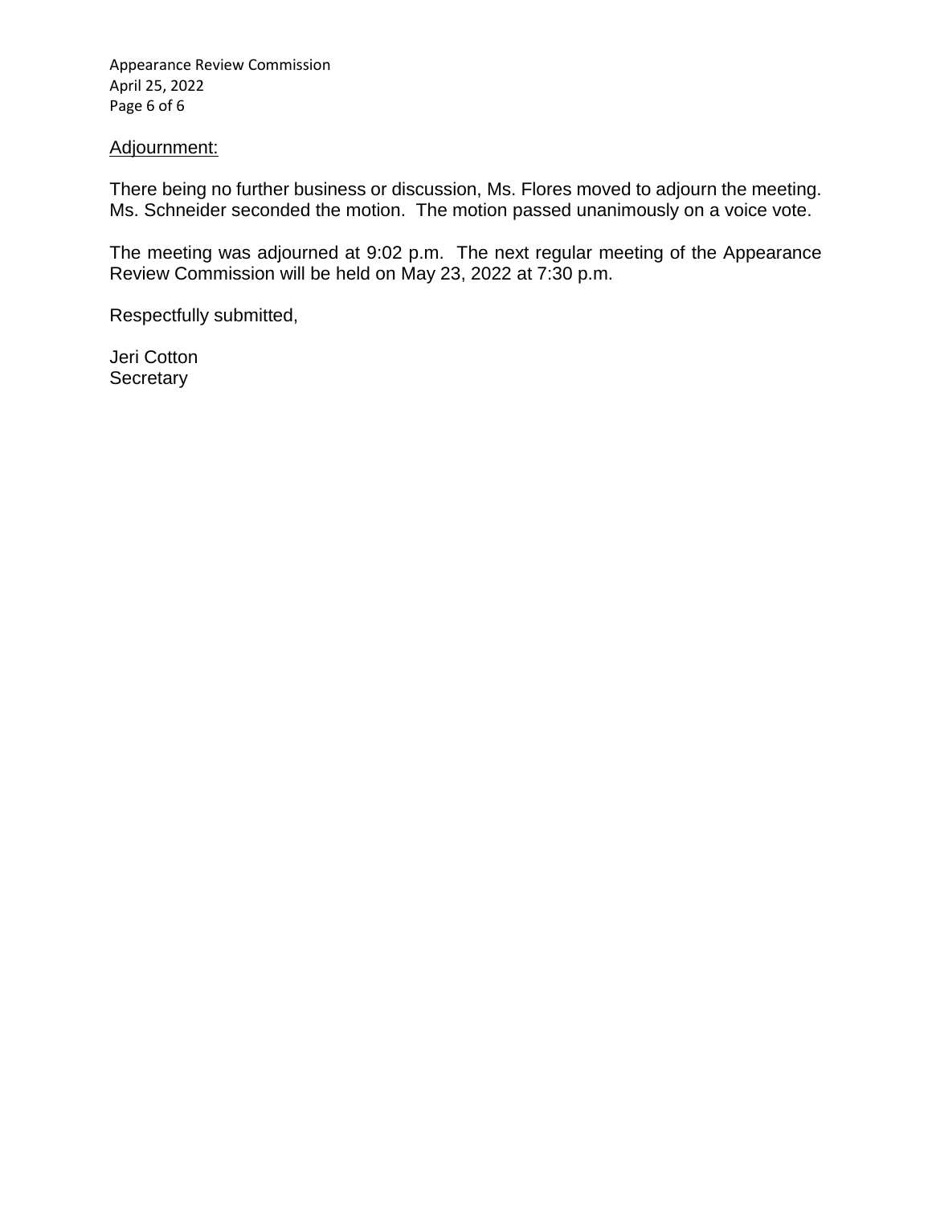Adjournment:

There being no further business or discussion, Ms. Flores moved to adjourn the meeting. Ms. Schneider seconded the motion. The motion passed unanimously on a voice vote.

The meeting was adjourned at 9:02 p.m. The next regular meeting of the Appearance Review Commission will be held on May 23, 2022 at 7:30 p.m.

Respectfully submitted,

Jeri Cotton
Secretary